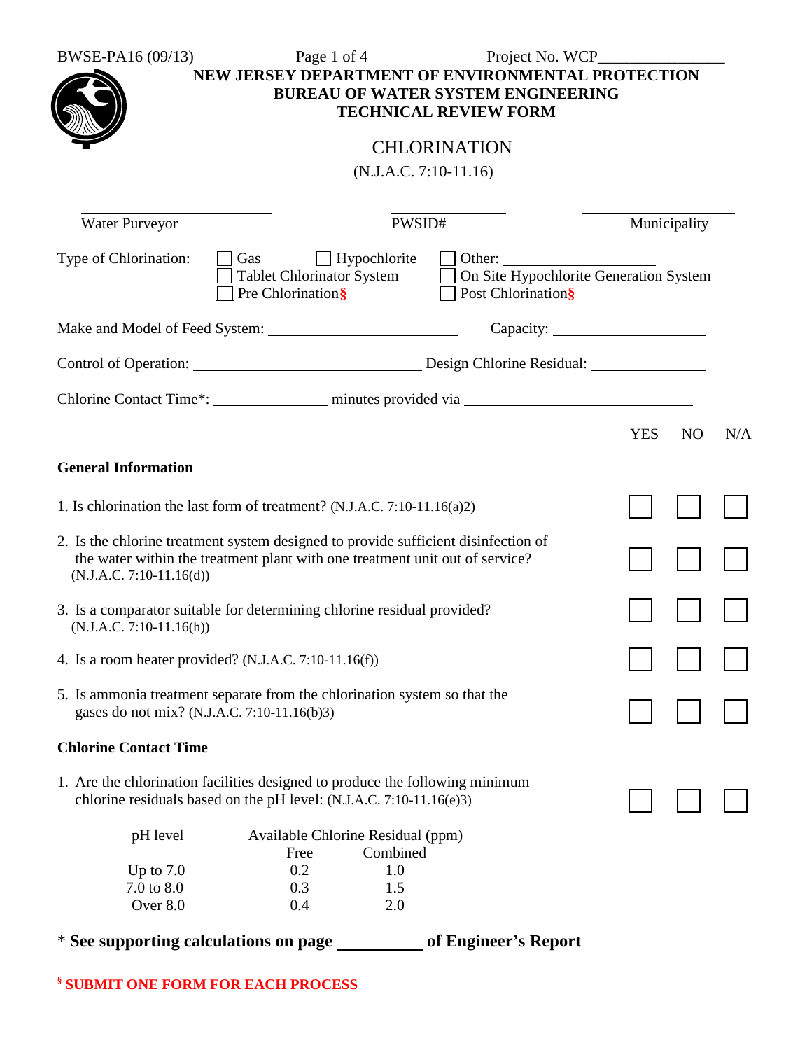BWSE-PA16 (09/13) Project No. WCP________________

**NEW JERSEY DEPARTMENT OF ENVIRONMENTAL PROTECTION**
**BUREAU OF WATER SYSTEM ENGINEERING**
**TECHNICAL REVIEW FORM**

# CHLORINATION

(N.J.A.C. 7:10-11.16)

| ______________________ | ______________ | ______________ |
|---|---|---|
| Water Purveyor | PWSID# | Municipality |

Type of Chlorination: ☐ Gas ☐ Hypochlorite ☐ Other: ________________
☐ Tablet Chlorinator System ☐ On Site Hypochlorite Generation System
☐ Pre Chlorination§ ☐ Post Chlorination§

Make and Model of Feed System: ______________________ Capacity: __________________

Control of Operation: ___________________________ Design Chlorine Residual: _____________

Chlorine Contact Time*: _____________ minutes provided via ___________________________

| | YES | NO | N/A |
|---|---|---|---|
| **General Information** | | | |
| 1. Is chlorination the last form of treatment? (N.J.A.C. 7:10-11.16(a)2) | ☐ | ☐ | ☐ |
| 2. Is the chlorine treatment system designed to provide sufficient disinfection of the water within the treatment plant with one treatment unit out of service? (N.J.A.C. 7:10-11.16(d)) | ☐ | ☐ | ☐ |
| 3. Is a comparator suitable for determining chlorine residual provided? (N.J.A.C. 7:10-11.16(h)) | ☐ | ☐ | ☐ |
| 4. Is a room heater provided? (N.J.A.C. 7:10-11.16(f)) | ☐ | ☐ | ☐ |
| 5. Is ammonia treatment separate from the chlorination system so that the gases do not mix? (N.J.A.C. 7:10-11.16(b)3) | ☐ | ☐ | ☐ |
| **Chlorine Contact Time** | | | |
| 1. Are the chlorination facilities designed to produce the following minimum chlorine residuals based on the pH level: (N.J.A.C. 7:10-11.16(e)3) | ☐ | ☐ | ☐ |

| pH level | Available Chlorine Residual (ppm) | |
|---|---|---|
| | Free | Combined |
| Up to 7.0 | 0.2 | 1.0 |
| 7.0 to 8.0 | 0.3 | 1.5 |
| Over 8.0 | 0.4 | 2.0 |

**\* See supporting calculations on page _________ of Engineer's Report**

---

§ **SUBMIT ONE FORM FOR EACH PROCESS**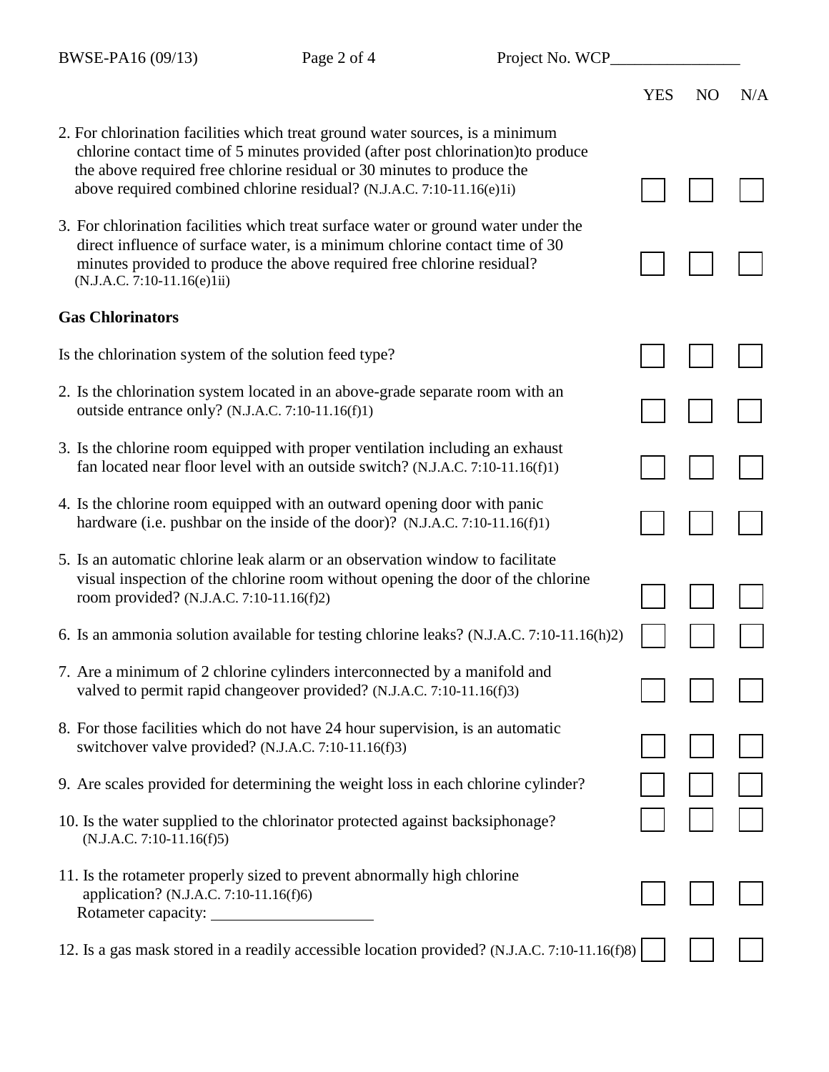Project No. WCP________________

| | YES | NO | N/A |
|---|---|---|---|
| 2. For chlorination facilities which treat ground water sources, is a minimum chlorine contact time of 5 minutes provided (after post chlorination)to produce the above required free chlorine residual or 30 minutes to produce the above required combined chlorine residual? (N.J.A.C. 7:10-11.16(e)1i) | ☐ | ☐ | ☐ |
| 3. For chlorination facilities which treat surface water or ground water under the direct influence of surface water, is a minimum chlorine contact time of 30 minutes provided to produce the above required free chlorine residual? (N.J.A.C. 7:10-11.16(e)1ii) | ☐ | ☐ | ☐ |

**Gas Chlorinators**

| | YES | NO | N/A |
|---|---|---|---|
| Is the chlorination system of the solution feed type? | ☐ | ☐ | ☐ |
| 2. Is the chlorination system located in an above-grade separate room with an outside entrance only? (N.J.A.C. 7:10-11.16(f)1) | ☐ | ☐ | ☐ |
| 3. Is the chlorine room equipped with proper ventilation including an exhaust fan located near floor level with an outside switch? (N.J.A.C. 7:10-11.16(f)1) | ☐ | ☐ | ☐ |
| 4. Is the chlorine room equipped with an outward opening door with panic hardware (i.e. pushbar on the inside of the door)? (N.J.A.C. 7:10-11.16(f)1) | ☐ | ☐ | ☐ |
| 5. Is an automatic chlorine leak alarm or an observation window to facilitate visual inspection of the chlorine room without opening the door of the chlorine room provided? (N.J.A.C. 7:10-11.16(f)2) | ☐ | ☐ | ☐ |
| 6. Is an ammonia solution available for testing chlorine leaks? (N.J.A.C. 7:10-11.16(h)2) | ☐ | ☐ | ☐ |
| 7. Are a minimum of 2 chlorine cylinders interconnected by a manifold and valved to permit rapid changeover provided? (N.J.A.C. 7:10-11.16(f)3) | ☐ | ☐ | ☐ |
| 8. For those facilities which do not have 24 hour supervision, is an automatic switchover valve provided? (N.J.A.C. 7:10-11.16(f)3) | ☐ | ☐ | ☐ |
| 9. Are scales provided for determining the weight loss in each chlorine cylinder? | ☐ | ☐ | ☐ |
| 10. Is the water supplied to the chlorinator protected against backsiphonage? (N.J.A.C. 7:10-11.16(f)5) | ☐ | ☐ | ☐ |
| 11. Is the rotameter properly sized to prevent abnormally high chlorine application? (N.J.A.C. 7:10-11.16(f)6) Rotameter capacity: ____________________ | ☐ | ☐ | ☐ |
| 12. Is a gas mask stored in a readily accessible location provided? (N.J.A.C. 7:10-11.16(f)8) | ☐ | ☐ | ☐ |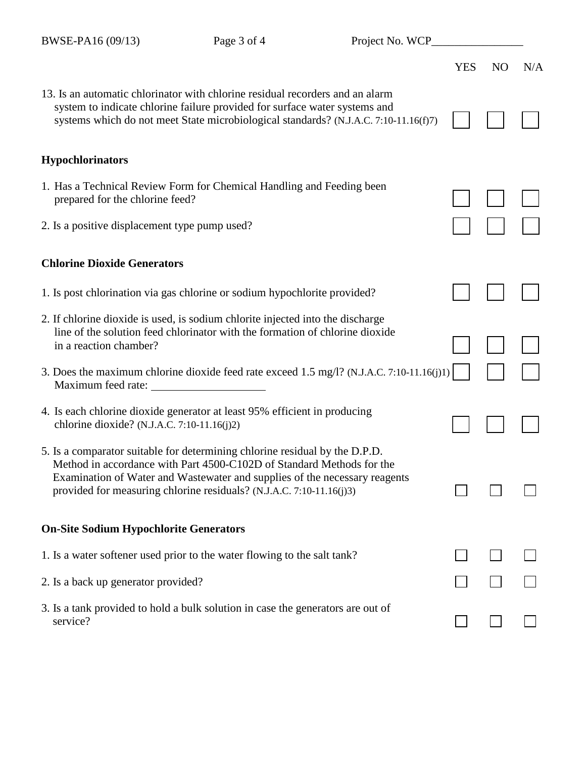| | YES | NO | N/A |
|---|---|---|---|
| 13. Is an automatic chlorinator with chlorine residual recorders and an alarm system to indicate chlorine failure provided for surface water systems and systems which do not meet State microbiological standards? (N.J.A.C. 7:10-11.16(f)7) | ☐ | ☐ | ☐ |

**Hypochlorinators**

| | YES | NO | N/A |
|---|---|---|---|
| 1. Has a Technical Review Form for Chemical Handling and Feeding been prepared for the chlorine feed? | ☐ | ☐ | ☐ |
| 2. Is a positive displacement type pump used? | ☐ | ☐ | ☐ |

**Chlorine Dioxide Generators**

| | YES | NO | N/A |
|---|---|---|---|
| 1. Is post chlorination via gas chlorine or sodium hypochlorite provided? | ☐ | ☐ | ☐ |
| 2. If chlorine dioxide is used, is sodium chlorite injected into the discharge line of the solution feed chlorinator with the formation of chlorine dioxide in a reaction chamber? | ☐ | ☐ | ☐ |
| 3. Does the maximum chlorine dioxide feed rate exceed 1.5 mg/l? (N.J.A.C. 7:10-11.16(j)1) Maximum feed rate: ____________________ | ☐ | ☐ | ☐ |
| 4. Is each chlorine dioxide generator at least 95% efficient in producing chlorine dioxide? (N.J.A.C. 7:10-11.16(j)2) | ☐ | ☐ | ☐ |
| 5. Is a comparator suitable for determining chlorine residual by the D.P.D. Method in accordance with Part 4500-C102D of Standard Methods for the Examination of Water and Wastewater and supplies of the necessary reagents provided for measuring chlorine residuals? (N.J.A.C. 7:10-11.16(j)3) | ☐ | ☐ | ☐ |

**On-Site Sodium Hypochlorite Generators**

| | YES | NO | N/A |
|---|---|---|---|
| 1. Is a water softener used prior to the water flowing to the salt tank? | ☐ | ☐ | ☐ |
| 2. Is a back up generator provided? | ☐ | ☐ | ☐ |
| 3. Is a tank provided to hold a bulk solution in case the generators are out of service? | ☐ | ☐ | ☐ |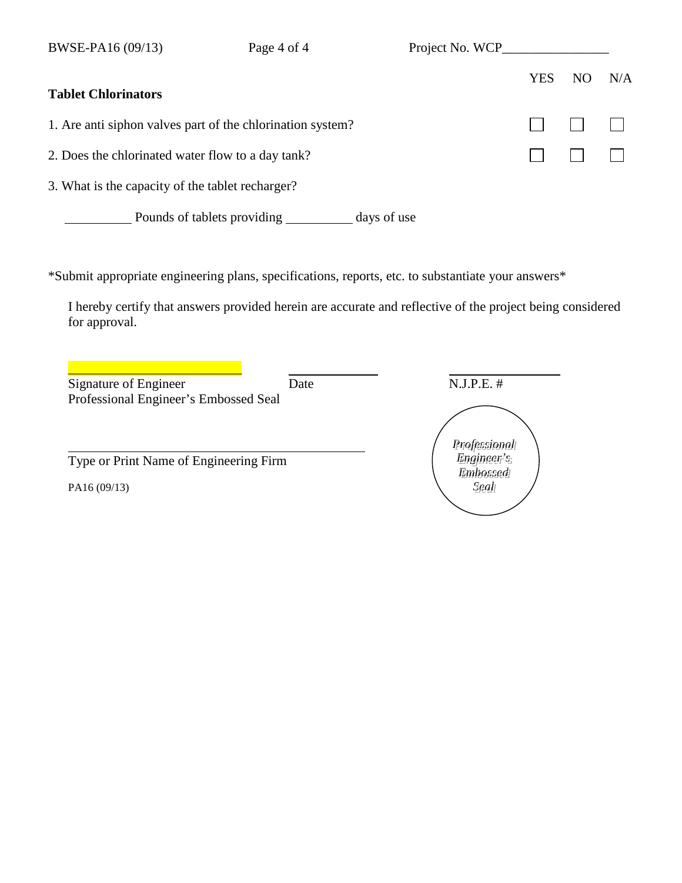Project No. WCP________________

## Tablet Chlorinators

| | YES | NO | N/A |
|---|---|---|---|
| 1. Are anti siphon valves part of the chlorination system? | ☐ | ☐ | ☐ |
| 2. Does the chlorinated water flow to a day tank? | ☐ | ☐ | ☐ |

3. What is the capacity of the tablet recharger?

__________ Pounds of tablets providing __________ days of use

*Submit appropriate engineering plans, specifications, reports, etc. to substantiate your answers*

I hereby certify that answers provided herein are accurate and reflective of the project being considered for approval.

______________________________ ______________ ______________

Signature of Engineer Date N.J.P.E. #

Professional Engineer's Embossed Seal

______________________________________________

Type or Print Name of Engineering Firm

*Professional Engineer's Embossed Seal*

PA16 (09/13)